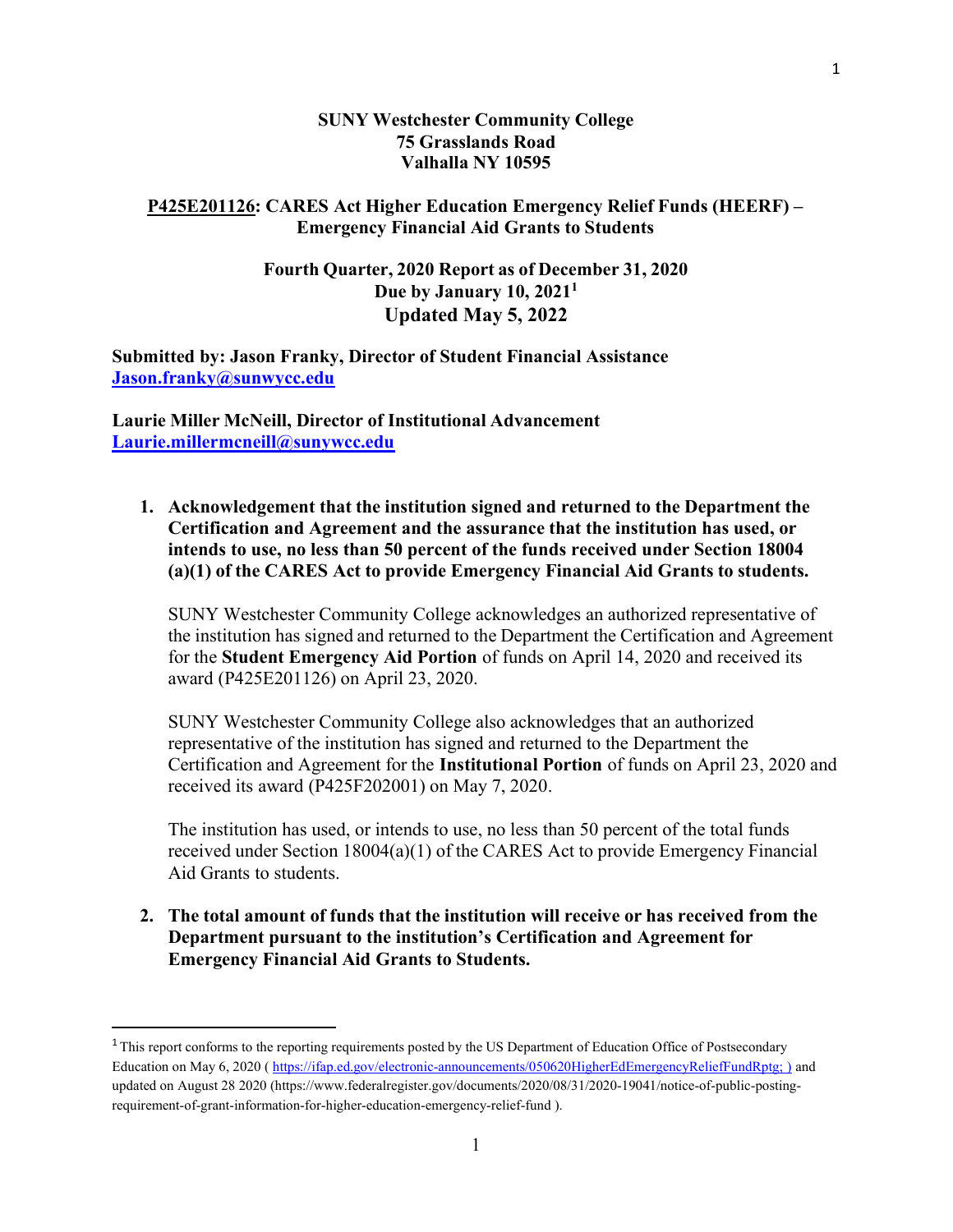**SUNY Westchester Community College**
**75 Grasslands Road**
**Valhalla NY 10595**

**P425E201126: CARES Act Higher Education Emergency Relief Funds (HEERF) – Emergency Financial Aid Grants to Students**

**Fourth Quarter, 2020 Report as of December 31, 2020**
**Due by January 10, 2021**[1]
**Updated May 5, 2022**

**Submitted by: Jason Franky, Director of Student Financial Assistance**
**Jason.franky@sunwycc.edu**

**Laurie Miller McNeill, Director of Institutional Advancement**
**Laurie.millermcneill@sunywcc.edu**

1. **Acknowledgement that the institution signed and returned to the Department the Certification and Agreement and the assurance that the institution has used, or intends to use, no less than 50 percent of the funds received under Section 18004 (a)(1) of the CARES Act to provide Emergency Financial Aid Grants to students.**

   SUNY Westchester Community College acknowledges an authorized representative of the institution has signed and returned to the Department the Certification and Agreement for the **Student Emergency Aid Portion** of funds on April 14, 2020 and received its award (P425E201126) on April 23, 2020.

   SUNY Westchester Community College also acknowledges that an authorized representative of the institution has signed and returned to the Department the Certification and Agreement for the **Institutional Portion** of funds on April 23, 2020 and received its award (P425F202001) on May 7, 2020.

   The institution has used, or intends to use, no less than 50 percent of the total funds received under Section 18004(a)(1) of the CARES Act to provide Emergency Financial Aid Grants to students.

2. **The total amount of funds that the institution will receive or has received from the Department pursuant to the institution's Certification and Agreement for Emergency Financial Aid Grants to Students.**

---

[1] This report conforms to the reporting requirements posted by the US Department of Education Office of Postsecondary Education on May 6, 2020 ( https://ifap.ed.gov/electronic-announcements/050620HigherEdEmergencyReliefFundRptg; ) and updated on August 28 2020 (https://www.federalregister.gov/documents/2020/08/31/2020-19041/notice-of-public-posting-requirement-of-grant-information-for-higher-education-emergency-relief-fund ).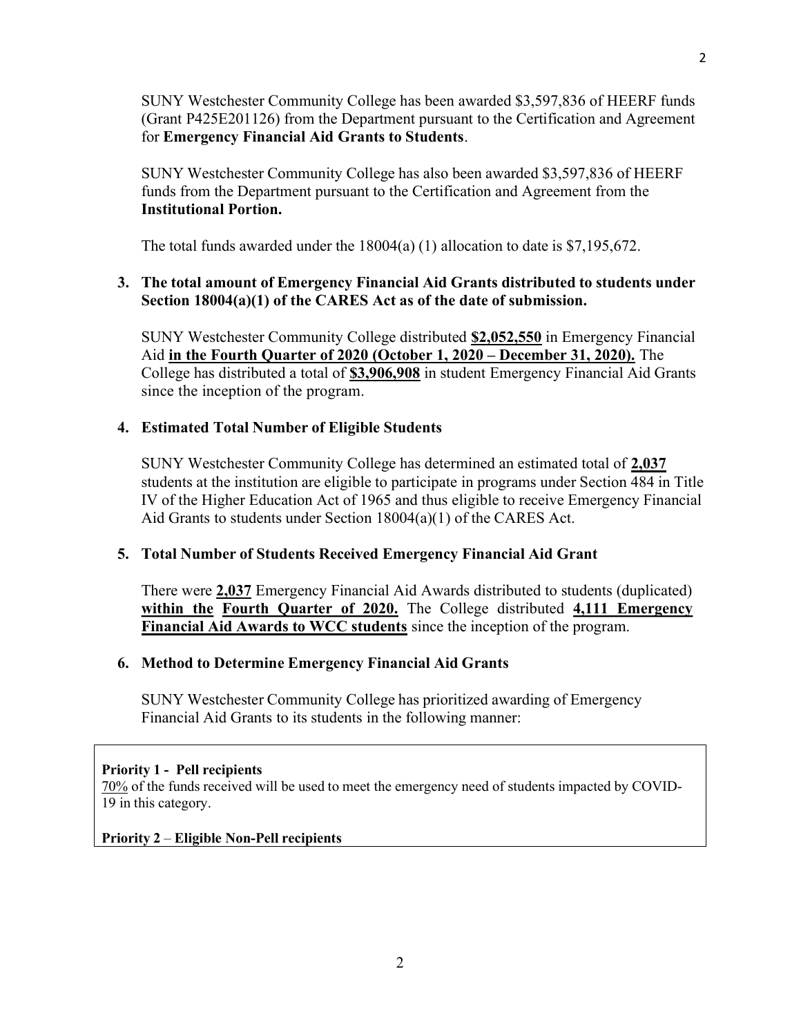SUNY Westchester Community College has been awarded $3,597,836 of HEERF funds (Grant P425E201126) from the Department pursuant to the Certification and Agreement for **Emergency Financial Aid Grants to Students**.

SUNY Westchester Community College has also been awarded $3,597,836 of HEERF funds from the Department pursuant to the Certification and Agreement from the **Institutional Portion.**

The total funds awarded under the 18004(a) (1) allocation to date is $7,195,672.

**3. The total amount of Emergency Financial Aid Grants distributed to students under Section 18004(a)(1) of the CARES Act as of the date of submission.**

SUNY Westchester Community College distributed **$2,052,550** in Emergency Financial Aid **in the Fourth Quarter of 2020 (October 1, 2020 – December 31, 2020).** The College has distributed a total of **$3,906,908** in student Emergency Financial Aid Grants since the inception of the program.

**4. Estimated Total Number of Eligible Students**

SUNY Westchester Community College has determined an estimated total of **2,037** students at the institution are eligible to participate in programs under Section 484 in Title IV of the Higher Education Act of 1965 and thus eligible to receive Emergency Financial Aid Grants to students under Section 18004(a)(1) of the CARES Act.

**5. Total Number of Students Received Emergency Financial Aid Grant**

There were **2,037** Emergency Financial Aid Awards distributed to students (duplicated) **within the Fourth Quarter of 2020.** The College distributed **4,111 Emergency Financial Aid Awards to WCC students** since the inception of the program.

**6. Method to Determine Emergency Financial Aid Grants**

SUNY Westchester Community College has prioritized awarding of Emergency Financial Aid Grants to its students in the following manner:

**Priority 1 - Pell recipients**
70% of the funds received will be used to meet the emergency need of students impacted by COVID-19 in this category.

**Priority 2 – Eligible Non-Pell recipients**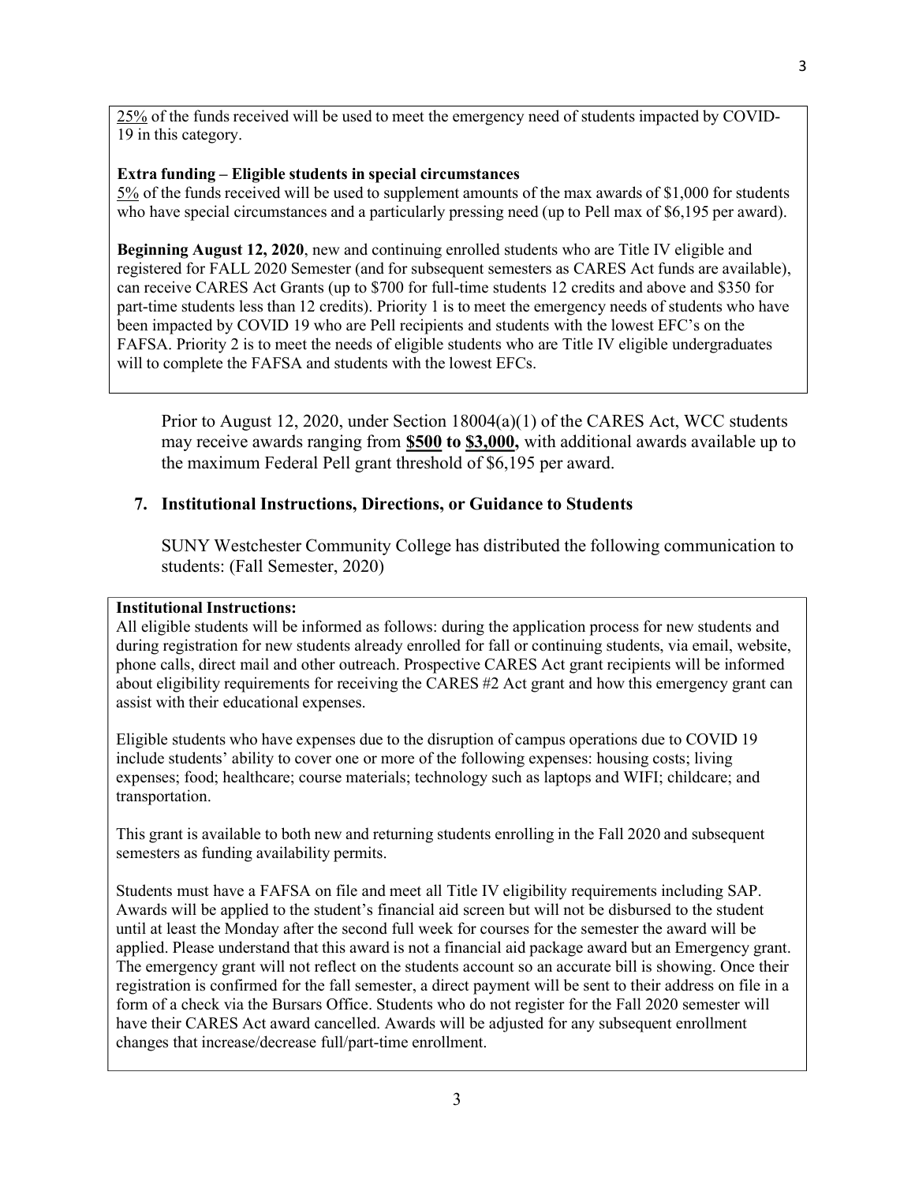<u>25%</u> of the funds received will be used to meet the emergency need of students impacted by COVID-19 in this category.

**Extra funding – Eligible students in special circumstances**
<u>5%</u> of the funds received will be used to supplement amounts of the max awards of $1,000 for students who have special circumstances and a particularly pressing need (up to Pell max of $6,195 per award).

**Beginning August 12, 2020**, new and continuing enrolled students who are Title IV eligible and registered for FALL 2020 Semester (and for subsequent semesters as CARES Act funds are available), can receive CARES Act Grants (up to $700 for full-time students 12 credits and above and $350 for part-time students less than 12 credits). Priority 1 is to meet the emergency needs of students who have been impacted by COVID 19 who are Pell recipients and students with the lowest EFC's on the FAFSA. Priority 2 is to meet the needs of eligible students who are Title IV eligible undergraduates will to complete the FAFSA and students with the lowest EFCs.

Prior to August 12, 2020, under Section 18004(a)(1) of the CARES Act, WCC students may receive awards ranging from **<u>$500</u> to <u>$3,000</u>,** with additional awards available up to the maximum Federal Pell grant threshold of $6,195 per award.

## 7. Institutional Instructions, Directions, or Guidance to Students

SUNY Westchester Community College has distributed the following communication to students: (Fall Semester, 2020)

**Institutional Instructions:**
All eligible students will be informed as follows: during the application process for new students and during registration for new students already enrolled for fall or continuing students, via email, website, phone calls, direct mail and other outreach. Prospective CARES Act grant recipients will be informed about eligibility requirements for receiving the CARES #2 Act grant and how this emergency grant can assist with their educational expenses.

Eligible students who have expenses due to the disruption of campus operations due to COVID 19 include students' ability to cover one or more of the following expenses: housing costs; living expenses; food; healthcare; course materials; technology such as laptops and WIFI; childcare; and transportation.

This grant is available to both new and returning students enrolling in the Fall 2020 and subsequent semesters as funding availability permits.

Students must have a FAFSA on file and meet all Title IV eligibility requirements including SAP. Awards will be applied to the student's financial aid screen but will not be disbursed to the student until at least the Monday after the second full week for courses for the semester the award will be applied. Please understand that this award is not a financial aid package award but an Emergency grant. The emergency grant will not reflect on the students account so an accurate bill is showing. Once their registration is confirmed for the fall semester, a direct payment will be sent to their address on file in a form of a check via the Bursars Office. Students who do not register for the Fall 2020 semester will have their CARES Act award cancelled. Awards will be adjusted for any subsequent enrollment changes that increase/decrease full/part-time enrollment.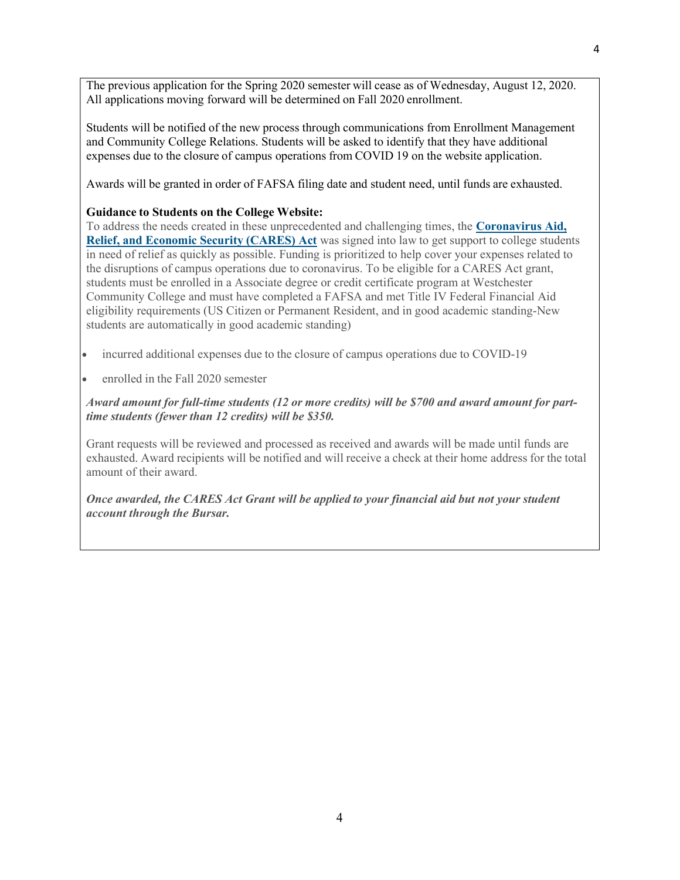The previous application for the Spring 2020 semester will cease as of Wednesday, August 12, 2020. All applications moving forward will be determined on Fall 2020 enrollment.

Students will be notified of the new process through communications from Enrollment Management and Community College Relations. Students will be asked to identify that they have additional expenses due to the closure of campus operations from COVID 19 on the website application.

Awards will be granted in order of FAFSA filing date and student need, until funds are exhausted.

**Guidance to Students on the College Website:**

To address the needs created in these unprecedented and challenging times, the **Coronavirus Aid, Relief, and Economic Security (CARES) Act** was signed into law to get support to college students in need of relief as quickly as possible. Funding is prioritized to help cover your expenses related to the disruptions of campus operations due to coronavirus. To be eligible for a CARES Act grant, students must be enrolled in a Associate degree or credit certificate program at Westchester Community College and must have completed a FAFSA and met Title IV Federal Financial Aid eligibility requirements (US Citizen or Permanent Resident, and in good academic standing-New students are automatically in good academic standing)

- incurred additional expenses due to the closure of campus operations due to COVID-19
- enrolled in the Fall 2020 semester

***Award amount for full-time students (12 or more credits) will be $700 and award amount for part-time students (fewer than 12 credits) will be $350.***

Grant requests will be reviewed and processed as received and awards will be made until funds are exhausted. Award recipients will be notified and will receive a check at their home address for the total amount of their award.

***Once awarded, the CARES Act Grant will be applied to your financial aid but not your student account through the Bursar.***